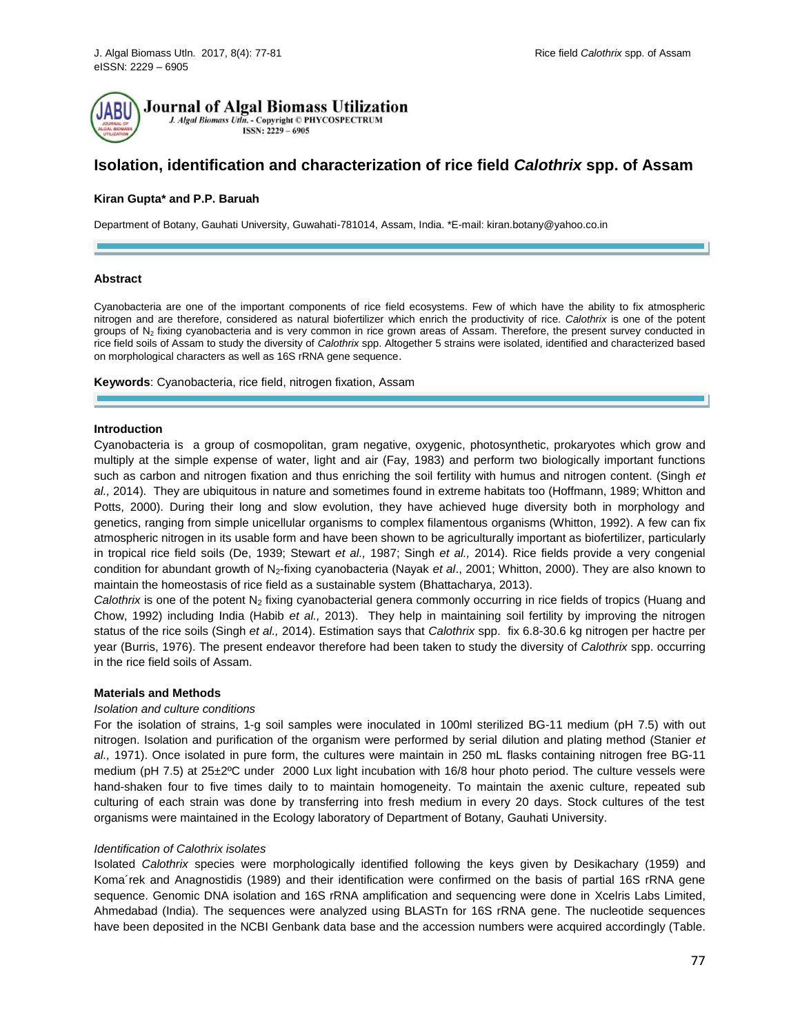# Isolation, identification and characterization of rice field *Calothrix* spp. of Assam

**Kiran Gupta\* and P.P. Baruah**

Department of Botany, Gauhati University, Guwahati-781014, Assam, India. \*E-mail: kiran.botany@yahoo.co.in

## Abstract

Cyanobacteria are one of the important components of rice field ecosystems. Few of which have the ability to fix atmospheric nitrogen and are therefore, considered as natural biofertilizer which enrich the productivity of rice. *Calothrix* is one of the potent groups of $N_2$ fixing cyanobacteria and is very common in rice grown areas of Assam. Therefore, the present survey conducted in rice field soils of Assam to study the diversity of *Calothrix* spp. Altogether 5 strains were isolated, identified and characterized based on morphological characters as well as 16S rRNA gene sequence.

**Keywords**: Cyanobacteria, rice field, nitrogen fixation, Assam

## Introduction

Cyanobacteria is a group of cosmopolitan, gram negative, oxygenic, photosynthetic, prokaryotes which grow and multiply at the simple expense of water, light and air (Fay, 1983) and perform two biologically important functions such as carbon and nitrogen fixation and thus enriching the soil fertility with humus and nitrogen content. (Singh *et al.,* 2014). They are ubiquitous in nature and sometimes found in extreme habitats too (Hoffmann, 1989; Whitton and Potts, 2000). During their long and slow evolution, they have achieved huge diversity both in morphology and genetics, ranging from simple unicellular organisms to complex filamentous organisms (Whitton, 1992). A few can fix atmospheric nitrogen in its usable form and have been shown to be agriculturally important as biofertilizer, particularly in tropical rice field soils (De, 1939; Stewart *et al.,* 1987; Singh *et al.,* 2014). Rice fields provide a very congenial condition for abundant growth of $N_2$-fixing cyanobacteria (Nayak *et al*., 2001; Whitton, 2000). They are also known to maintain the homeostasis of rice field as a sustainable system (Bhattacharya, 2013).

*Calothrix* is one of the potent $N_2$ fixing cyanobacterial genera commonly occurring in rice fields of tropics (Huang and Chow, 1992) including India (Habib *et al.,* 2013). They help in maintaining soil fertility by improving the nitrogen status of the rice soils (Singh *et al.,* 2014). Estimation says that *Calothrix* spp. fix 6.8-30.6 kg nitrogen per hactre per year (Burris, 1976). The present endeavor therefore had been taken to study the diversity of *Calothrix* spp. occurring in the rice field soils of Assam.

## Materials and Methods

### *Isolation and culture conditions*

For the isolation of strains, 1-g soil samples were inoculated in 100ml sterilized BG-11 medium (pH 7.5) with out nitrogen. Isolation and purification of the organism were performed by serial dilution and plating method (Stanier *et al.,* 1971). Once isolated in pure form, the cultures were maintain in 250 mL flasks containing nitrogen free BG-11 medium (pH 7.5) at 25±2ºC under 2000 Lux light incubation with 16/8 hour photo period. The culture vessels were hand-shaken four to five times daily to to maintain homogeneity. To maintain the axenic culture, repeated sub culturing of each strain was done by transferring into fresh medium in every 20 days. Stock cultures of the test organisms were maintained in the Ecology laboratory of Department of Botany, Gauhati University.

### *Identification of Calothrix isolates*

Isolated *Calothrix* species were morphologically identified following the keys given by Desikachary (1959) and Koma´rek and Anagnostidis (1989) and their identification were confirmed on the basis of partial 16S rRNA gene sequence. Genomic DNA isolation and 16S rRNA amplification and sequencing were done in Xcelris Labs Limited, Ahmedabad (India). The sequences were analyzed using BLASTn for 16S rRNA gene. The nucleotide sequences have been deposited in the NCBI Genbank data base and the accession numbers were acquired accordingly (Table.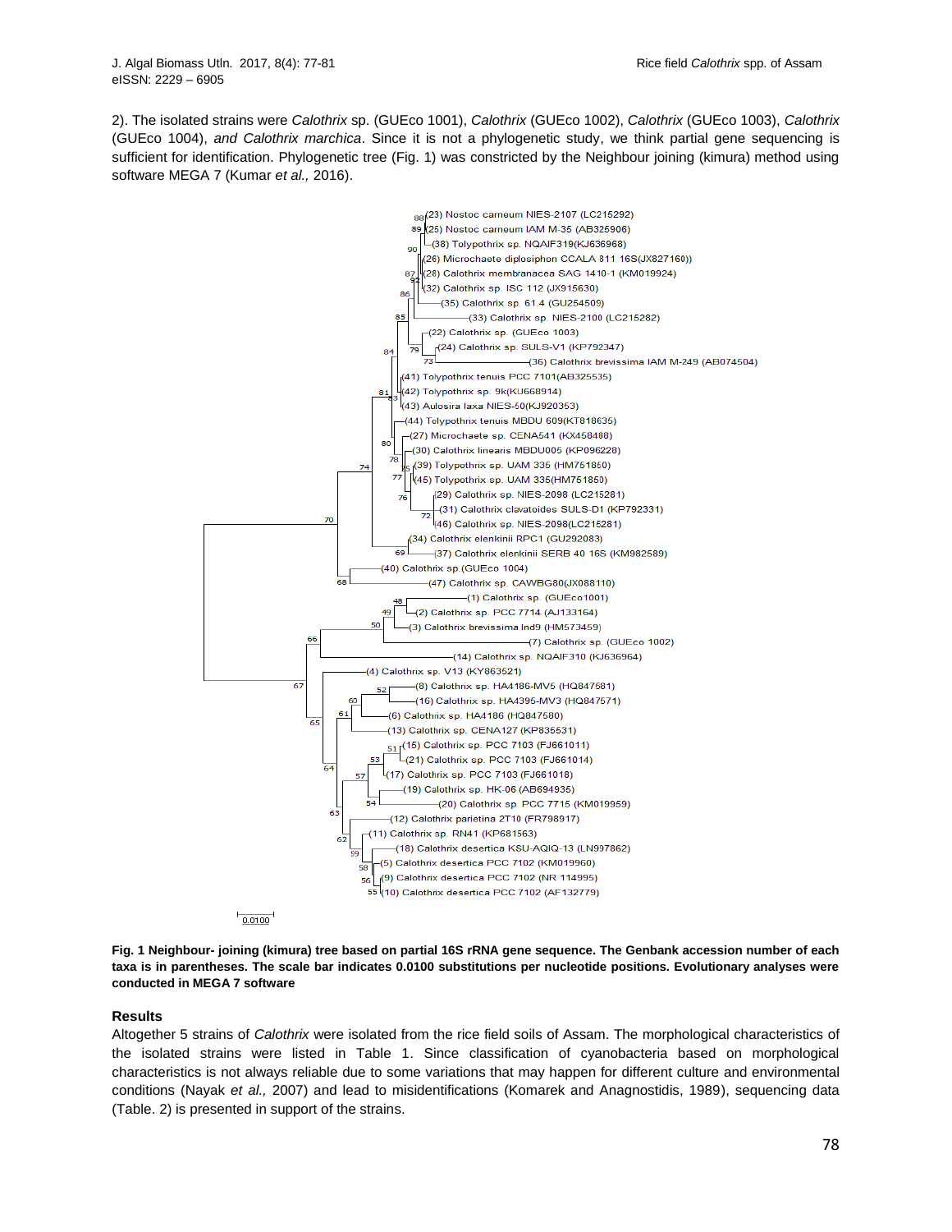2). The isolated strains were *Calothrix* sp. (GUEco 1001), *Calothrix* (GUEco 1002), *Calothrix* (GUEco 1003), *Calothrix* (GUEco 1004), *and Calothrix marchica*. Since it is not a phylogenetic study, we think partial gene sequencing is sufficient for identification. Phylogenetic tree (Fig. 1) was constricted by the Neighbour joining (kimura) method using software MEGA 7 (Kumar *et al.,* 2016).

**Fig. 1 Neighbour- joining (kimura) tree based on partial 16S rRNA gene sequence. The Genbank accession number of each taxa is in parentheses. The scale bar indicates 0.0100 substitutions per nucleotide positions. Evolutionary analyses were conducted in MEGA 7 software**

## Results

Altogether 5 strains of *Calothrix* were isolated from the rice field soils of Assam. The morphological characteristics of the isolated strains were listed in Table 1. Since classification of cyanobacteria based on morphological characteristics is not always reliable due to some variations that may happen for different culture and environmental conditions (Nayak *et al.,* 2007) and lead to misidentifications (Komarek and Anagnostidis, 1989), sequencing data (Table. 2) is presented in support of the strains.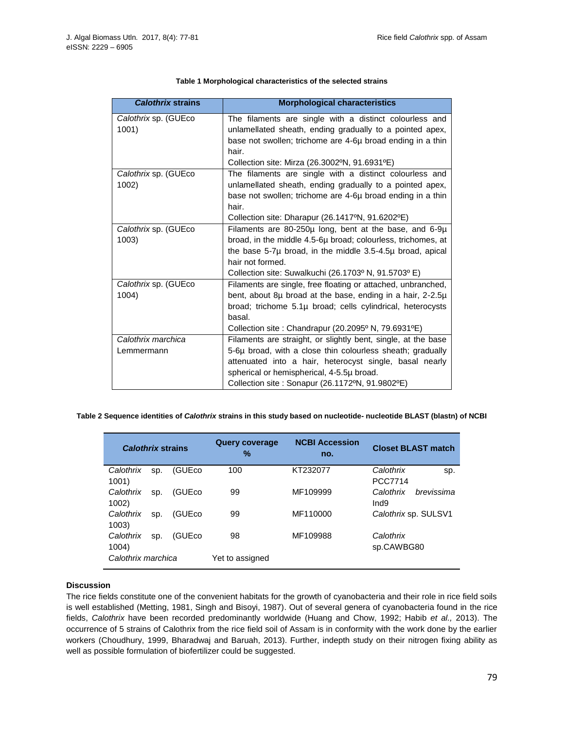**Table 1 Morphological characteristics of the selected strains**

| *Calothrix* strains | Morphological characteristics |
|---|---|
| *Calothrix* sp. (GUEco 1001) | The filaments are single with a distinct colourless and unlamellated sheath, ending gradually to a pointed apex, base not swollen; trichome are 4-6μ broad ending in a thin hair. Collection site: Mirza (26.3002ºN, 91.6931ºE) |
| *Calothrix* sp. (GUEco 1002) | The filaments are single with a distinct colourless and unlamellated sheath, ending gradually to a pointed apex, base not swollen; trichome are 4-6μ broad ending in a thin hair. Collection site: Dharapur (26.1417ºN, 91.6202ºE) |
| *Calothrix* sp. (GUEco 1003) | Filaments are 80-250μ long, bent at the base, and 6-9μ broad, in the middle 4.5-6μ broad; colourless, trichomes, at the base 5-7μ broad, in the middle 3.5-4.5μ broad, apical hair not formed. Collection site: Suwalkuchi (26.1703º N, 91.5703º E) |
| *Calothrix* sp. (GUEco 1004) | Filaments are single, free floating or attached, unbranched, bent, about 8μ broad at the base, ending in a hair, 2-2.5μ broad; trichome 5.1μ broad; cells cylindrical, heterocysts basal. Collection site : Chandrapur (20.2095º N, 79.6931ºE) |
| *Calothrix marchica* Lemmermann | Filaments are straight, or slightly bent, single, at the base 5-6μ broad, with a close thin colourless sheath; gradually attenuated into a hair, heterocyst single, basal nearly spherical or hemispherical, 4-5.5μ broad. Collection site : Sonapur (26.1172ºN, 91.9802ºE) |

**Table 2 Sequence identities of *Calothrix* strains in this study based on nucleotide- nucleotide BLAST (blastn) of NCBI**

| *Calothrix* strains | Query coverage % | NCBI Accession no. | Closet BLAST match |
|---|---|---|---|
| *Calothrix* sp. (GUEco 1001) | 100 | KT232077 | *Calothrix* sp. PCC7714 |
| *Calothrix* sp. (GUEco 1002) | 99 | MF109999 | *Calothrix brevissima* Ind9 |
| *Calothrix* sp. (GUEco 1003) | 99 | MF110000 | *Calothrix* sp. SULSV1 |
| *Calothrix* sp. (GUEco 1004) | 98 | MF109988 | *Calothrix* sp.CAWBG80 |
| *Calothrix marchica* | Yet to assigned | | |

## Discussion

The rice fields constitute one of the convenient habitats for the growth of cyanobacteria and their role in rice field soils is well established (Metting, 1981, Singh and Bisoyi, 1987). Out of several genera of cyanobacteria found in the rice fields, *Calothrix* have been recorded predominantly worldwide (Huang and Chow, 1992; Habib *et al.,* 2013). The occurrence of 5 strains of Calothrix from the rice field soil of Assam is in conformity with the work done by the earlier workers (Choudhury, 1999, Bharadwaj and Baruah, 2013). Further, indepth study on their nitrogen fixing ability as well as possible formulation of biofertilizer could be suggested.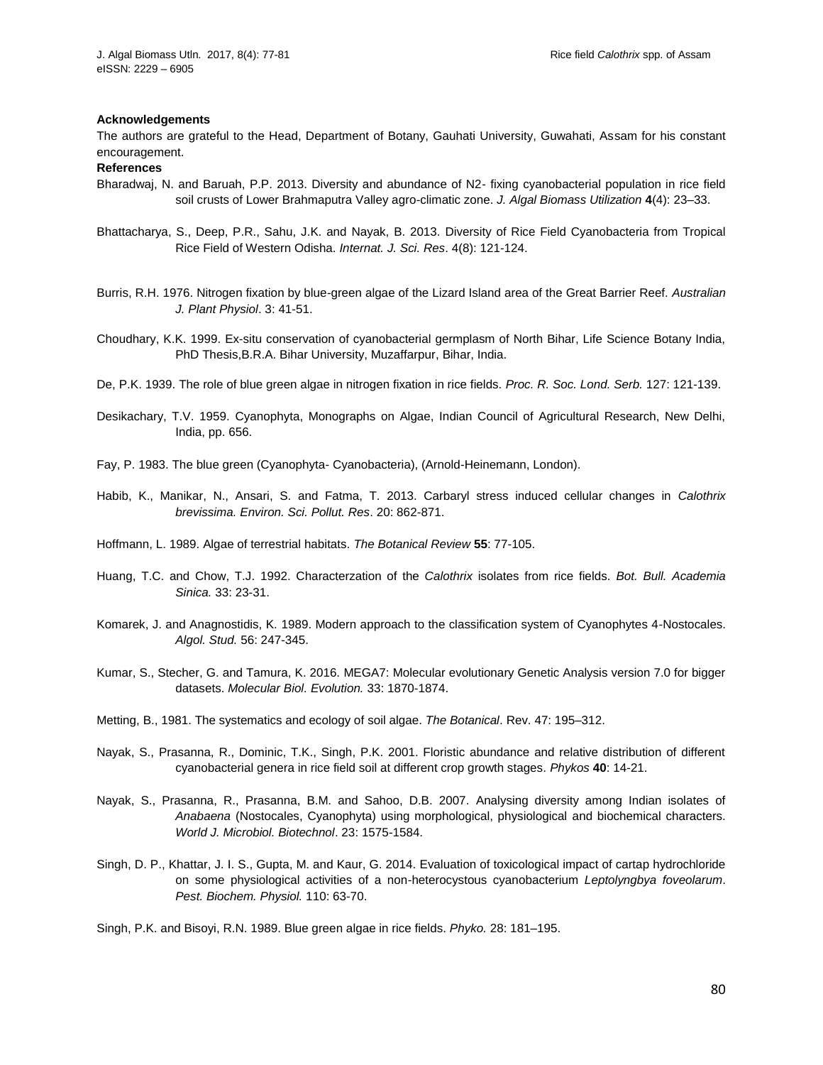**Acknowledgements**

The authors are grateful to the Head, Department of Botany, Gauhati University, Guwahati, Assam for his constant encouragement.

**References**

Bharadwaj, N. and Baruah, P.P. 2013. Diversity and abundance of N2- fixing cyanobacterial population in rice field soil crusts of Lower Brahmaputra Valley agro-climatic zone. *J. Algal Biomass Utilization* **4**(4): 23–33.

Bhattacharya, S., Deep, P.R., Sahu, J.K. and Nayak, B. 2013. Diversity of Rice Field Cyanobacteria from Tropical Rice Field of Western Odisha. *Internat. J. Sci. Res*. 4(8): 121-124.

Burris, R.H. 1976. Nitrogen fixation by blue-green algae of the Lizard Island area of the Great Barrier Reef. *Australian J. Plant Physiol*. 3: 41-51.

Choudhary, K.K. 1999. Ex-situ conservation of cyanobacterial germplasm of North Bihar, Life Science Botany India, PhD Thesis,B.R.A. Bihar University, Muzaffarpur, Bihar, India.

De, P.K. 1939. The role of blue green algae in nitrogen fixation in rice fields. *Proc. R. Soc. Lond. Serb.* 127: 121-139.

Desikachary, T.V. 1959. Cyanophyta, Monographs on Algae, Indian Council of Agricultural Research, New Delhi, India, pp. 656.

Fay, P. 1983. The blue green (Cyanophyta- Cyanobacteria), (Arnold-Heinemann, London).

Habib, K., Manikar, N., Ansari, S. and Fatma, T. 2013. Carbaryl stress induced cellular changes in *Calothrix brevissima. Environ. Sci. Pollut. Res*. 20: 862-871.

Hoffmann, L. 1989. Algae of terrestrial habitats. *The Botanical Review* **55**: 77-105.

Huang, T.C. and Chow, T.J. 1992. Characterzation of the *Calothrix* isolates from rice fields. *Bot. Bull. Academia Sinica.* 33: 23-31.

Komarek, J. and Anagnostidis, K. 1989. Modern approach to the classification system of Cyanophytes 4-Nostocales. *Algol. Stud.* 56: 247-345.

Kumar, S., Stecher, G. and Tamura, K. 2016. MEGA7: Molecular evolutionary Genetic Analysis version 7.0 for bigger datasets. *Molecular Biol. Evolution.* 33: 1870-1874.

Metting, B., 1981. The systematics and ecology of soil algae. *The Botanical*. Rev. 47: 195–312.

Nayak, S., Prasanna, R., Dominic, T.K., Singh, P.K. 2001. Floristic abundance and relative distribution of different cyanobacterial genera in rice field soil at different crop growth stages. *Phykos* **40**: 14-21.

Nayak, S., Prasanna, R., Prasanna, B.M. and Sahoo, D.B. 2007. Analysing diversity among Indian isolates of *Anabaena* (Nostocales, Cyanophyta) using morphological, physiological and biochemical characters. *World J. Microbiol. Biotechnol*. 23: 1575-1584.

Singh, D. P., Khattar, J. I. S., Gupta, M. and Kaur, G. 2014. Evaluation of toxicological impact of cartap hydrochloride on some physiological activities of a non-heterocystous cyanobacterium *Leptolyngbya foveolarum*. *Pest. Biochem. Physiol.* 110: 63-70.

Singh, P.K. and Bisoyi, R.N. 1989. Blue green algae in rice fields. *Phyko.* 28: 181–195.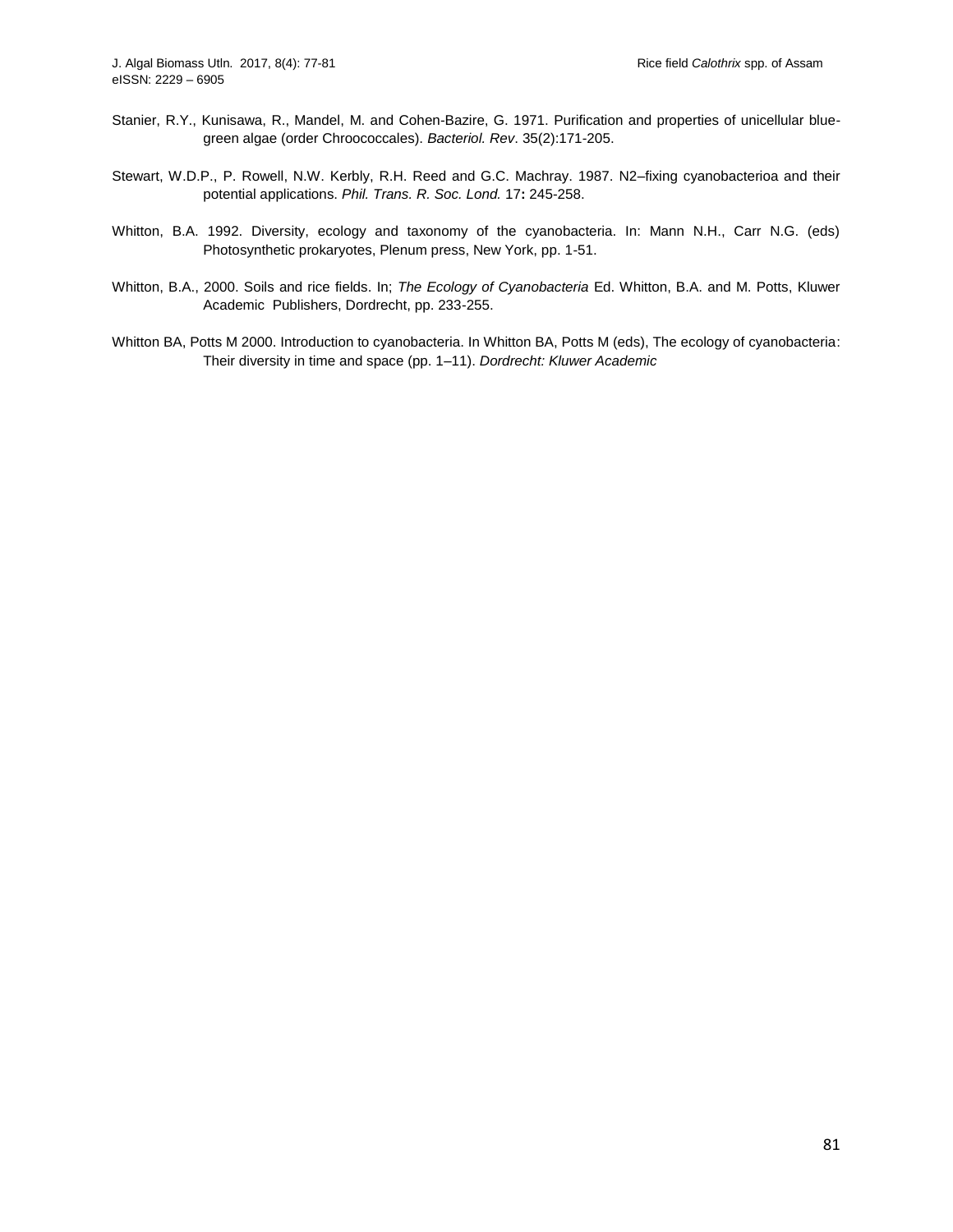Stanier, R.Y., Kunisawa, R., Mandel, M. and Cohen-Bazire, G. 1971. Purification and properties of unicellular blue-green algae (order Chroococcales). *Bacteriol. Rev*. 35(2):171-205.

Stewart, W.D.P., P. Rowell, N.W. Kerbly, R.H. Reed and G.C. Machray. 1987. N2–fixing cyanobacterioa and their potential applications. *Phil. Trans. R. Soc. Lond.* 17**:** 245-258.

Whitton, B.A. 1992. Diversity, ecology and taxonomy of the cyanobacteria. In: Mann N.H., Carr N.G. (eds) Photosynthetic prokaryotes, Plenum press, New York, pp. 1-51.

Whitton, B.A., 2000. Soils and rice fields. In; *The Ecology of Cyanobacteria* Ed. Whitton, B.A. and M. Potts, Kluwer Academic Publishers, Dordrecht, pp. 233-255.

Whitton BA, Potts M 2000. Introduction to cyanobacteria. In Whitton BA, Potts M (eds), The ecology of cyanobacteria: Their diversity in time and space (pp. 1–11). *Dordrecht: Kluwer Academic*